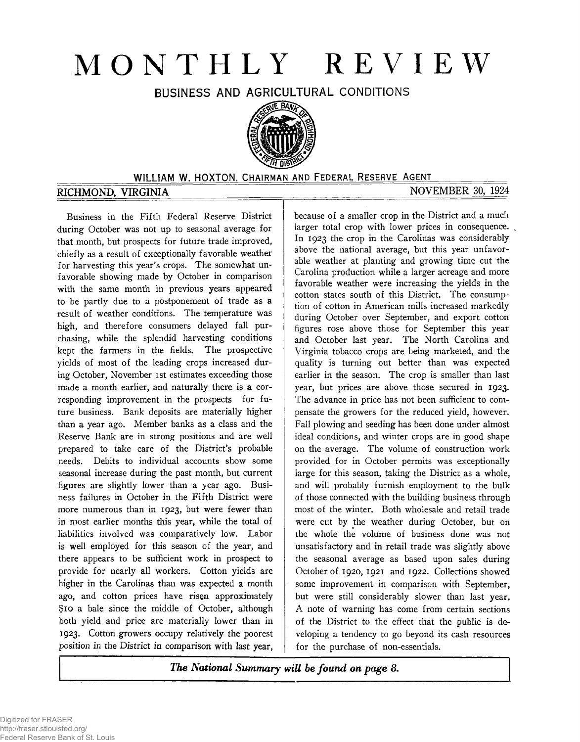# MONTHLY REVIEW

## BUSINESS AND AGRICULTURAL CONDITIONS

WILLIAM W. HOXTON, CHAIRMAN AND FEDERAL RESERVE AGENT

RICHMOND, VIRGINIA — NOVEMBER 30, 1924

Business in the Fifth Federal Reserve District during October was not up to seasonal average for that month, but prospects for future trade improved, chiefly as a result of exceptionally favorable weather for harvesting this year's crops. The somewhat unfavorable showing made by October in comparison with the same month in previous years appeared to be partly due to a postponement of trade as a result of weather conditions. The temperature was high, and therefore consumers delayed fall purchasing, while the splendid harvesting conditions kept the farmers in the fields. The prospective yields of most of the leading crops increased during October, November 1st estimates exceeding those made a month earlier, and naturally there is a corresponding improvement in the prospects for future business. Bank deposits are materially higher than a year ago. Member banks as a class and the Reserve Bank are in strong positions and are well prepared to take care of the District's probable needs. Debits to individual accounts show some seasonal increase during the past month, but current figures are slightly lower than a year ago. Business failures in October in the Fifth District were more numerous than in 1923, but were fewer than in most earlier months this year, while the total of liabilities involved was comparatively low. Labor is well employed for this season of the year, and there appears to be sufficient work in prospect to provide for nearly all workers. Cotton yields are higher in the Carolinas than was expected a month ago, and cotton prices have risen approximately $10 a bale since the middle of October, although both yield and price are materially lower than in 1923. Cotton growers occupy relatively the poorest position in the District in comparison with last year, because of a smaller crop in the District and a much larger total crop with lower prices in consequence. In 1923 the crop in the Carolinas was considerably above the national average, but this year unfavorable weather at planting and growing time cut the Carolina production while a larger acreage and more favorable weather were increasing the yields in the cotton states south of this District. The consumption of cotton in American mills increased markedly during October over September, and export cotton figures rose above those for September this year and October last year. The North Carolina and Virginia tobacco crops are being marketed, and the quality is turning out better than was expected earlier in the season. The crop is smaller than last year, but prices are above those secured in 1923. The advance in price has not been sufficient to compensate the growers for the reduced yield, however. Fall plowing and seeding has been done under almost ideal conditions, and winter crops are in good shape on the average. The volume of construction work provided for in October permits was exceptionally large for this season, taking the District as a whole, and will probably furnish employment to the bulk of those connected with the building business through most of the winter. Both wholesale and retail trade were cut by the weather during October, but on the whole the volume of business done was not unsatisfactory and in retail trade was slightly above the seasonal average as based upon sales during October of 1920, 1921 and 1922. Collections showed some improvement in comparison with September, but were still considerably slower than last year. A note of warning has come from certain sections of the District to the effect that the public is developing a tendency to go beyond its cash resources for the purchase of non-essentials.

*The National Summary will be found on page 8.*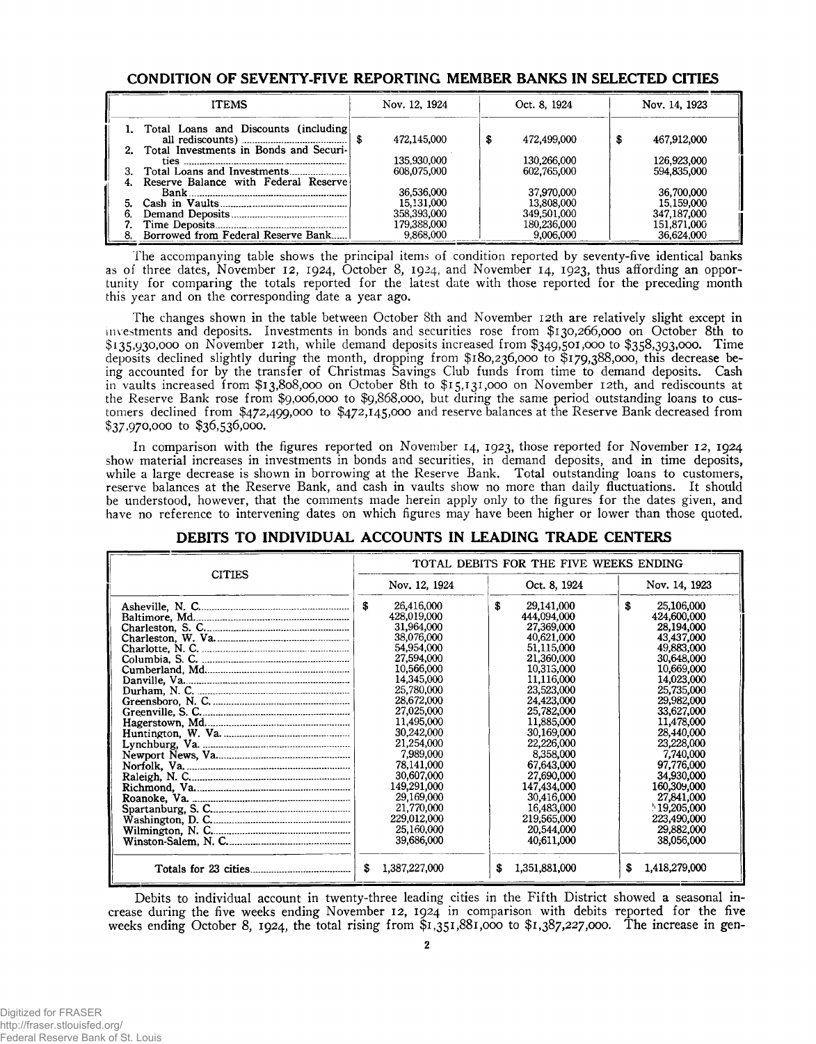## CONDITION OF SEVENTY-FIVE REPORTING MEMBER BANKS IN SELECTED CITIES

| ITEMS | Nov. 12, 1924 | Oct. 8, 1924 | Nov. 14, 1923 |
|---|---|---|---|
| 1. Total Loans and Discounts (including all rediscounts) | $ 472,145,000 | $ 472,499,000 | $ 467,912,000 |
| 2. Total Investments in Bonds and Securities | 135,930,000 | 130,266,000 | 126,923,000 |
| 3. Total Loans and Investments | 608,075,000 | 602,765,000 | 594,835,000 |
| 4. Reserve Balance with Federal Reserve Bank | 36,536,000 | 37,970,000 | 36,700,000 |
| 5. Cash in Vaults | 15,131,000 | 13,808,000 | 15,159,000 |
| 6. Demand Deposits | 358,393,000 | 349,501,000 | 347,187,000 |
| 7. Time Deposits | 179,388,000 | 180,236,000 | 151,871,000 |
| 8. Borrowed from Federal Reserve Bank | 9,868,000 | 9,006,000 | 36,624,000 |

The accompanying table shows the principal items of condition reported by seventy-five identical banks as of three dates, November 12, 1924, October 8, 1924, and November 14, 1923, thus affording an opportunity for comparing the totals reported for the latest date with those reported for the preceding month this year and on the corresponding date a year ago.

The changes shown in the table between October 8th and November 12th are relatively slight except in investments and deposits. Investments in bonds and securities rose from $130,266,000 on October 8th to $135,930,000 on November 12th, while demand deposits increased from $349,501,000 to $358,393,000. Time deposits declined slightly during the month, dropping from $180,236,000 to $179,388,000, this decrease being accounted for by the transfer of Christmas Savings Club funds from time to demand deposits. Cash in vaults increased from $13,808,000 on October 8th to $15,131,000 on November 12th, and rediscounts at the Reserve Bank rose from $9,006,000 to $9,868,000, but during the same period outstanding loans to customers declined from $472,499,000 to $472,145,000 and reserve balances at the Reserve Bank decreased from $37,970,000 to $36,536,000.

In comparison with the figures reported on November 14, 1923, those reported for November 12, 1924 show material increases in investments in bonds and securities, in demand deposits, and in time deposits, while a large decrease is shown in borrowing at the Reserve Bank. Total outstanding loans to customers, reserve balances at the Reserve Bank, and cash in vaults show no more than daily fluctuations. It should be understood, however, that the comments made herein apply only to the figures for the dates given, and have no reference to intervening dates on which figures may have been higher or lower than those quoted.

## DEBITS TO INDIVIDUAL ACCOUNTS IN LEADING TRADE CENTERS

| CITIES | TOTAL DEBITS FOR THE FIVE WEEKS ENDING | | |
|---|---|---|---|
| | Nov. 12, 1924 | Oct. 8, 1924 | Nov. 14, 1923 |
| Asheville, N. C. | $ 26,416,000 | $ 29,141,000 | $ 25,106,000 |
| Baltimore, Md. | 428,019,000 | 444,094,000 | 424,600,000 |
| Charleston, S. C. | 31,964,000 | 27,369,000 | 28,194,000 |
| Charleston, W. Va. | 38,076,000 | 40,621,000 | 43,437,000 |
| Charlotte, N. C. | 54,954,000 | 51,115,000 | 49,883,000 |
| Columbia, S. C. | 27,594,000 | 21,360,000 | 30,648,000 |
| Cumberland, Md. | 10,566,000 | 10,313,000 | 10,669,000 |
| Danville, Va. | 14,345,000 | 11,116,000 | 14,023,000 |
| Durham, N. C. | 25,780,000 | 23,523,000 | 25,735,000 |
| Greensboro, N. C. | 28,672,000 | 24,423,000 | 29,982,000 |
| Greenville, S. C. | 27,025,000 | 25,782,000 | 33,627,000 |
| Hagerstown, Md. | 11,495,000 | 11,885,000 | 11,478,000 |
| Huntington, W. Va. | 30,242,000 | 30,169,000 | 28,440,000 |
| Lynchburg, Va. | 21,254,000 | 22,226,000 | 23,228,000 |
| Newport News, Va. | 7,989,000 | 8,358,000 | 7,740,000 |
| Norfolk, Va. | 78,141,000 | 67,643,000 | 97,776,000 |
| Raleigh, N. C. | 30,607,000 | 27,690,000 | 34,930,000 |
| Richmond, Va. | 149,291,000 | 147,434,000 | 160,309,000 |
| Roanoke, Va. | 29,169,000 | 30,416,000 | 27,841,000 |
| Spartanburg, S. C. | 21,770,000 | 16,483,000 | 19,205,000 |
| Washington, D. C. | 229,012,000 | 219,565,000 | 223,490,000 |
| Wilmington, N. C. | 25,160,000 | 20,544,000 | 29,882,000 |
| Winston-Salem, N. C. | 39,686,000 | 40,611,000 | 38,056,000 |
| Totals for 23 cities | $ 1,387,227,000 | $ 1,351,881,000 | $ 1,418,279,000 |

Debits to individual account in twenty-three leading cities in the Fifth District showed a seasonal increase during the five weeks ending November 12, 1924 in comparison with debits reported for the five weeks ending October 8, 1924, the total rising from $1,351,881,000 to $1,387,227,000. The increase in gen-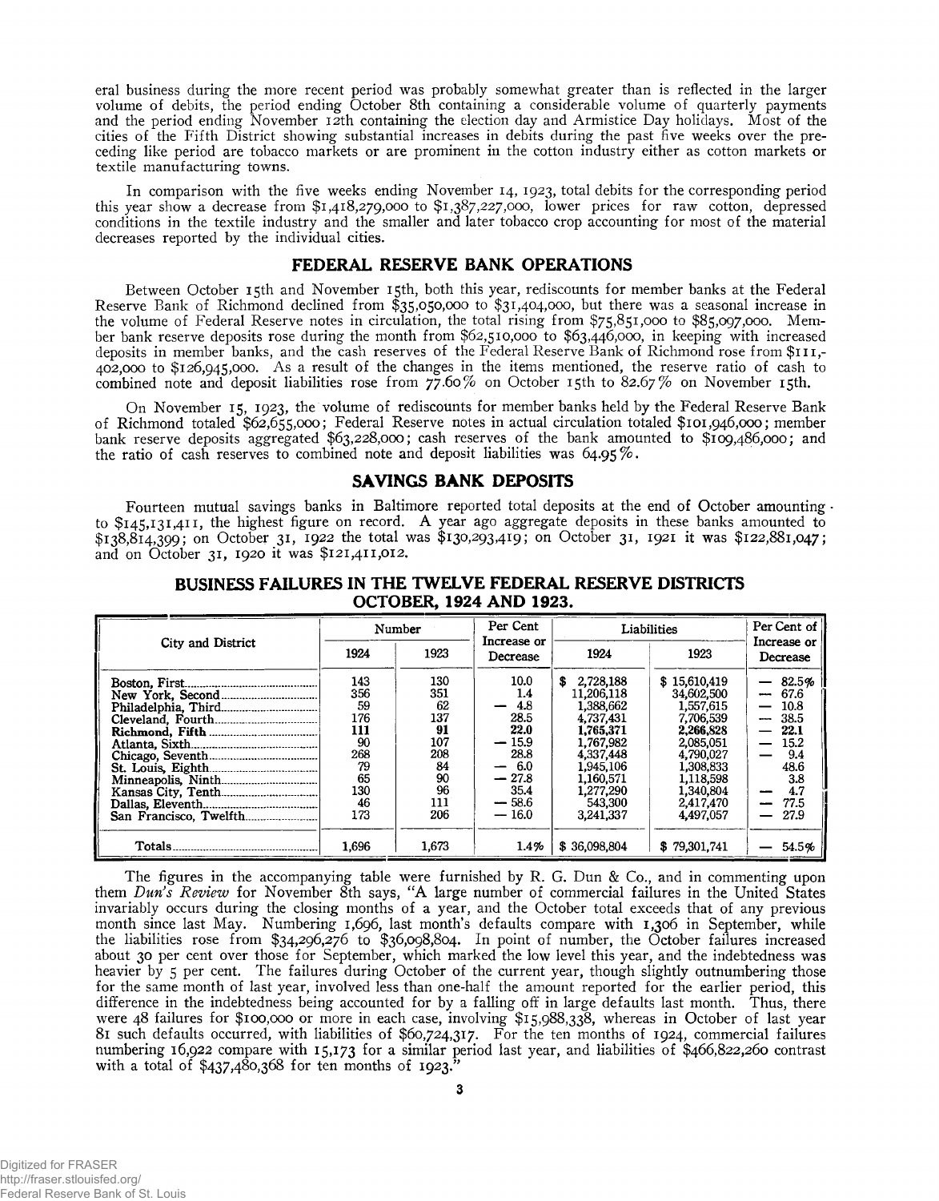eral business during the more recent period was probably somewhat greater than is reflected in the larger volume of debits, the period ending October 8th containing a considerable volume of quarterly payments and the period ending November 12th containing the election day and Armistice Day holidays. Most of the cities of the Fifth District showing substantial increases in debits during the past five weeks over the preceding like period are tobacco markets or are prominent in the cotton industry either as cotton markets or textile manufacturing towns.

In comparison with the five weeks ending November 14, 1923, total debits for the corresponding period this year show a decrease from $1,418,279,000 to $1,387,227,000, lower prices for raw cotton, depressed conditions in the textile industry and the smaller and later tobacco crop accounting for most of the material decreases reported by the individual cities.

## FEDERAL RESERVE BANK OPERATIONS

Between October 15th and November 15th, both this year, rediscounts for member banks at the Federal Reserve Bank of Richmond declined from $35,050,000 to $31,404,000, but there was a seasonal increase in the volume of Federal Reserve notes in circulation, the total rising from $75,851,000 to $85,097,000. Member bank reserve deposits rose during the month from $62,510,000 to $63,446,000, in keeping with increased deposits in member banks, and the cash reserves of the Federal Reserve Bank of Richmond rose from $111,402,000 to $126,945,000. As a result of the changes in the items mentioned, the reserve ratio of cash to combined note and deposit liabilities rose from 77.60% on October 15th to 82.67% on November 15th.

On November 15, 1923, the volume of rediscounts for member banks held by the Federal Reserve Bank of Richmond totaled $62,655,000; Federal Reserve notes in actual circulation totaled $101,946,000; member bank reserve deposits aggregated $63,228,000; cash reserves of the bank amounted to $109,486,000; and the ratio of cash reserves to combined note and deposit liabilities was 64.95%.

## SAVINGS BANK DEPOSITS

Fourteen mutual savings banks in Baltimore reported total deposits at the end of October amounting to $145,131,411, the highest figure on record. A year ago aggregate deposits in these banks amounted to $138,814,399; on October 31, 1922 the total was $130,293,419; on October 31, 1921 it was $122,881,047; and on October 31, 1920 it was $121,411,012.

## BUSINESS FAILURES IN THE TWELVE FEDERAL RESERVE DISTRICTS OCTOBER, 1924 AND 1923.

| City and District | Number | | Per Cent Increase or Decrease | Liabilities | | Per Cent of Increase or Decrease |
|---|---|---|---|---|---|---|
| | 1924 | 1923 | | 1924 | 1923 | |
| Boston, First | 143 | 130 | 10.0 | $ 2,728,188 | $ 15,610,419 | — 82.5% |
| New York, Second | 356 | 351 | 1.4 | 11,206,118 | 34,602,500 | — 67.6 |
| Philadelphia, Third | 59 | 62 | — 4.8 | 1,388,662 | 1,557,615 | — 10.8 |
| Cleveland, Fourth | 176 | 137 | 28.5 | 4,737,431 | 7,706,539 | — 38.5 |
| **Richmond, Fifth** | **111** | **91** | **22.0** | **1,765,371** | **2,266,828** | **— 22.1** |
| Atlanta, Sixth | 90 | 107 | — 15.9 | 1,767,982 | 2,085,051 | — 15.2 |
| Chicago, Seventh | 268 | 208 | 28.8 | 4,337,448 | 4,790,027 | — 9.4 |
| St. Louis, Eighth | 79 | 84 | — 6.0 | 1,945,106 | 1,308,833 | 48.6 |
| Minneapolis, Ninth | 65 | 90 | — 27.8 | 1,160,571 | 1,118,598 | 3.8 |
| Kansas City, Tenth | 130 | 96 | 35.4 | 1,277,290 | 1,340,804 | — 4.7 |
| Dallas, Eleventh | 46 | 111 | — 58.6 | 543,300 | 2,417,470 | — 77.5 |
| San Francisco, Twelfth | 173 | 206 | — 16.0 | 3,241,337 | 4,497,057 | — 27.9 |
| Totals | 1,696 | 1,673 | 1.4% | $ 36,098,804 | $ 79,301,741 | — 54.5% |

The figures in the accompanying table were furnished by R. G. Dun & Co., and in commenting upon them *Dun's Review* for November 8th says, "A large number of commercial failures in the United States invariably occurs during the closing months of a year, and the October total exceeds that of any previous month since last May. Numbering 1,696, last month's defaults compare with 1,306 in September, while the liabilities rose from $34,296,276 to $36,098,804. In point of number, the October failures increased about 30 per cent over those for September, which marked the low level this year, and the indebtedness was heavier by 5 per cent. The failures during October of the current year, though slightly outnumbering those for the same month of last year, involved less than one-half the amount reported for the earlier period, this difference in the indebtedness being accounted for by a falling off in large defaults last month. Thus, there were 48 failures for $100,000 or more in each case, involving $15,988,338, whereas in October of last year 81 such defaults occurred, with liabilities of $60,724,317. For the ten months of 1924, commercial failures numbering 16,922 compare with 15,173 for a similar period last year, and liabilities of $466,822,260 contrast with a total of $437,480,368 for ten months of 1923."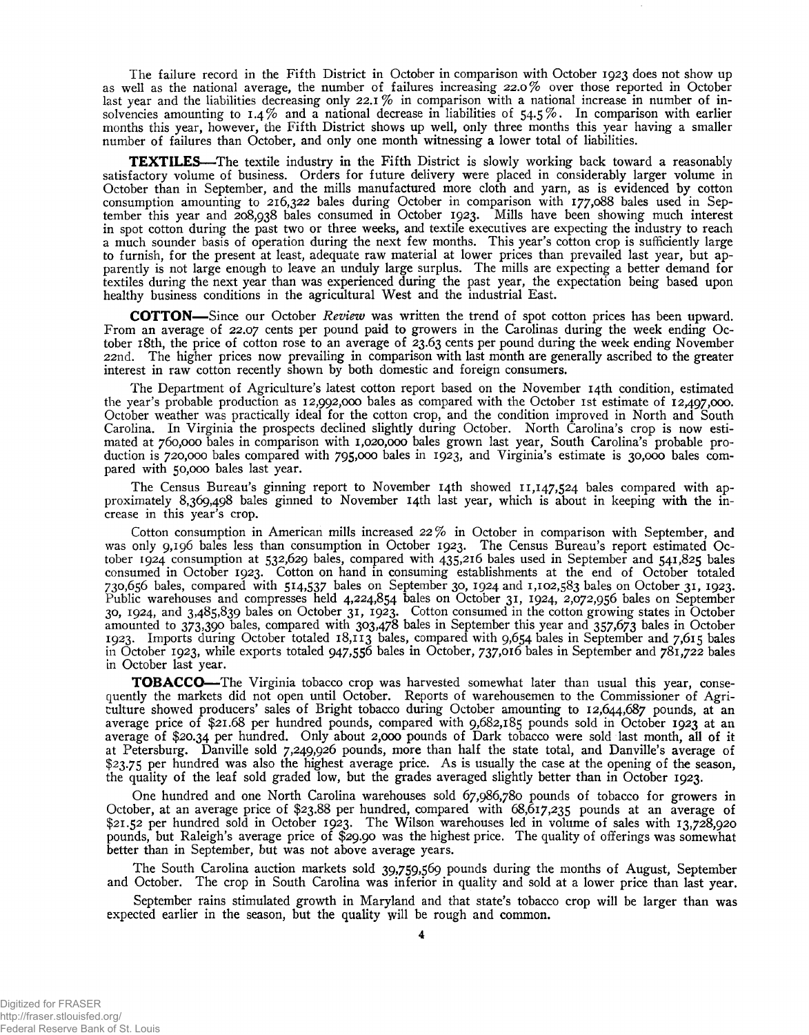The failure record in the Fifth District in October in comparison with October 1923 does not show up as well as the national average, the number of failures increasing 22.0% over those reported in October last year and the liabilities decreasing only 22.1% in comparison with a national increase in number of insolvencies amounting to 1.4% and a national decrease in liabilities of 54.5%. In comparison with earlier months this year, however, the Fifth District shows up well, only three months this year having a smaller number of failures than October, and only one month witnessing a lower total of liabilities.

**TEXTILES**—The textile industry in the Fifth District is slowly working back toward a reasonably satisfactory volume of business. Orders for future delivery were placed in considerably larger volume in October than in September, and the mills manufactured more cloth and yarn, as is evidenced by cotton consumption amounting to 216,322 bales during October in comparison with 177,088 bales used in September this year and 208,938 bales consumed in October 1923. Mills have been showing much interest in spot cotton during the past two or three weeks, and textile executives are expecting the industry to reach a much sounder basis of operation during the next few months. This year's cotton crop is sufficiently large to furnish, for the present at least, adequate raw material at lower prices than prevailed last year, but apparently is not large enough to leave an unduly large surplus. The mills are expecting a better demand for textiles during the next year than was experienced during the past year, the expectation being based upon healthy business conditions in the agricultural West and the industrial East.

**COTTON**—Since our October *Review* was written the trend of spot cotton prices has been upward. From an average of 22.07 cents per pound paid to growers in the Carolinas during the week ending October 18th, the price of cotton rose to an average of 23.63 cents per pound during the week ending November 22nd. The higher prices now prevailing in comparison with last month are generally ascribed to the greater interest in raw cotton recently shown by both domestic and foreign consumers.

The Department of Agriculture's latest cotton report based on the November 14th condition, estimated the year's probable production as 12,992,000 bales as compared with the October 1st estimate of 12,497,000. October weather was practically ideal for the cotton crop, and the condition improved in North and South Carolina. In Virginia the prospects declined slightly during October. North Carolina's crop is now estimated at 760,000 bales in comparison with 1,020,000 bales grown last year, South Carolina's probable production is 720,000 bales compared with 795,000 bales in 1923, and Virginia's estimate is 30,000 bales compared with 50,000 bales last year.

The Census Bureau's ginning report to November 14th showed 11,147,524 bales compared with approximately 8,369,498 bales ginned to November 14th last year, which is about in keeping with the increase in this year's crop.

Cotton consumption in American mills increased 22% in October in comparison with September, and was only 9,196 bales less than consumption in October 1923. The Census Bureau's report estimated October 1924 consumption at 532,629 bales, compared with 435,216 bales used in September and 541,825 bales consumed in October 1923. Cotton on hand in consuming establishments at the end of October totaled 730,656 bales, compared with 514,537 bales on September 30, 1924 and 1,102,583 bales on October 31, 1923. Public warehouses and compresses held 4,224,854 bales on October 31, 1924, 2,072,956 bales on September 30, 1924, and 3,485,839 bales on October 31, 1923. Cotton consumed in the cotton growing states in October amounted to 373,390 bales, compared with 303,478 bales in September this year and 357,673 bales in October 1923. Imports during October totaled 18,113 bales, compared with 9,654 bales in September and 7,615 bales in October 1923, while exports totaled 947,556 bales in October, 737,016 bales in September and 781,722 bales in October last year.

**TOBACCO**—The Virginia tobacco crop was harvested somewhat later than usual this year, consequently the markets did not open until October. Reports of warehousemen to the Commissioner of Agriculture showed producers' sales of Bright tobacco during October amounting to 12,644,687 pounds, at an average price of $21.68 per hundred pounds, compared with 9,682,185 pounds sold in October 1923 at an average of $20.34 per hundred. Only about 2,000 pounds of Dark tobacco were sold last month, all of it at Petersburg. Danville sold 7,249,926 pounds, more than half the state total, and Danville's average of $23.75 per hundred was also the highest average price. As is usually the case at the opening of the season, the quality of the leaf sold graded low, but the grades averaged slightly better than in October 1923.

One hundred and one North Carolina warehouses sold 67,986,780 pounds of tobacco for growers in October, at an average price of $23.88 per hundred, compared with 68,617,235 pounds at an average of $21.52 per hundred sold in October 1923. The Wilson warehouses led in volume of sales with 13,728,920 pounds, but Raleigh's average price of $29.90 was the highest price. The quality of offerings was somewhat better than in September, but was not above average years.

The South Carolina auction markets sold 39,759,569 pounds during the months of August, September and October. The crop in South Carolina was inferior in quality and sold at a lower price than last year.

September rains stimulated growth in Maryland and that state's tobacco crop will be larger than was expected earlier in the season, but the quality will be rough and common.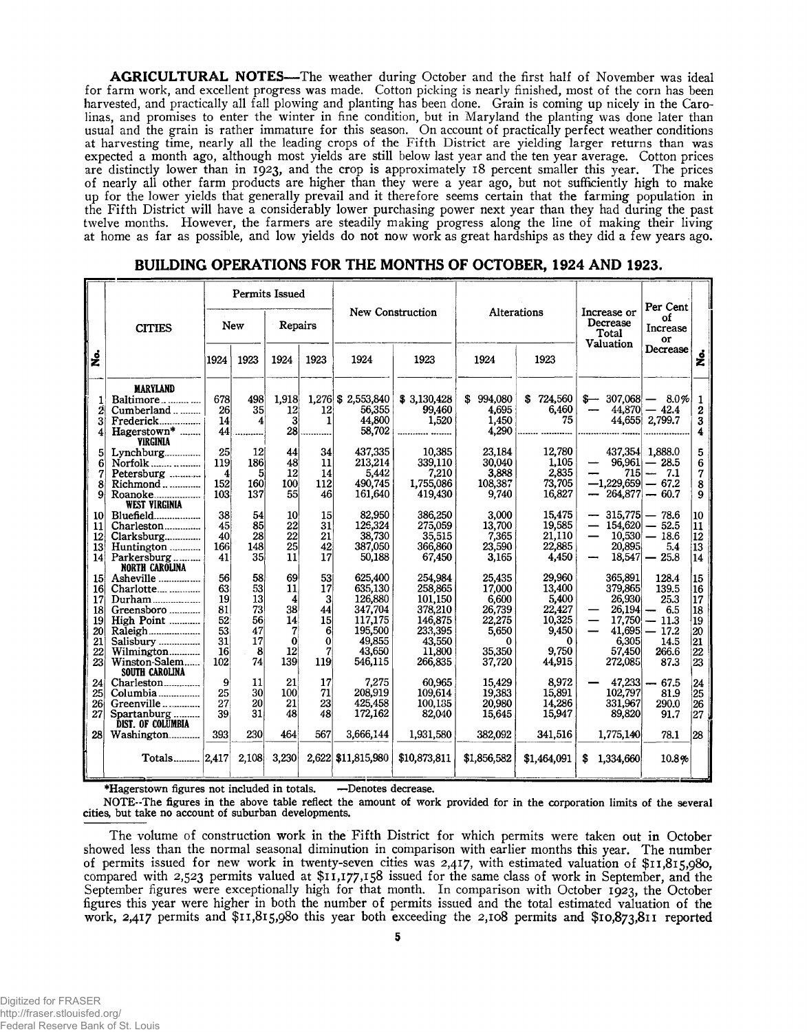**AGRICULTURAL NOTES**—The weather during October and the first half of November was ideal for farm work, and excellent progress was made. Cotton picking is nearly finished, most of the corn has been harvested, and practically all fall plowing and planting has been done. Grain is coming up nicely in the Carolinas, and promises to enter the winter in fine condition, but in Maryland the planting was done later than usual and the grain is rather immature for this season. On account of practically perfect weather conditions at harvesting time, nearly all the leading crops of the Fifth District are yielding larger returns than was expected a month ago, although most yields are still below last year and the ten year average. Cotton prices are distinctly lower than in 1923, and the crop is approximately 18 percent smaller this year. The prices of nearly all other farm products are higher than they were a year ago, but not sufficiently high to make up for the lower yields that generally prevail and it therefore seems certain that the farming population in the Fifth District will have a considerably lower purchasing power next year than they had during the past twelve months. However, the farmers are steadily making progress along the line of making their living at home as far as possible, and low yields do not now work as great hardships as they did a few years ago.

## BUILDING OPERATIONS FOR THE MONTHS OF OCTOBER, 1924 AND 1923.

| No. | CITIES | Permits Issued New 1924 | New 1923 | Repairs 1924 | Repairs 1923 | New Construction 1924 | New Construction 1923 | Alterations 1924 | Alterations 1923 | Increase or Decrease Total Valuation | Per Cent of Increase or Decrease | No. |
|---|---|---|---|---|---|---|---|---|---|---|---|---|
| | **MARYLAND** | | | | | | | | | | | |
| 1 | Baltimore | 678 | 498 | 1,918 | 1,276 | $ 2,553,840 | $ 3,130,428 | $ 994,080 | $ 724,560 | $— 307,068 | — 8.0% | 1 |
| 2 | Cumberland | 26 | 35 | 12 | 12 | 56,355 | 99,460 | 4,695 | 6,460 | — 44,870 | — 42.4 | 2 |
| 3 | Frederick | 14 | 4 | 3 | 1 | 44,800 | 1,520 | 1,450 | 75 | 44,655 | 2,799.7 | 3 |
| 4 | Hagerstown* | 44 | | 28 | | 58,702 | | 4,290 | | | | 4 |
| | **VIRGINIA** | | | | | | | | | | | |
| 5 | Lynchburg | 25 | 12 | 44 | 34 | 437,335 | 10,385 | 23,184 | 12,780 | 437,354 | 1,888.0 | 5 |
| 6 | Norfolk | 119 | 186 | 48 | 11 | 213,214 | 339,110 | 30,040 | 1,105 | — 96,961 | — 28.5 | 6 |
| 7 | Petersburg | 4 | 5 | 12 | 14 | 5,442 | 7,210 | 3,888 | 2,835 | — 715 | — 7.1 | 7 |
| 8 | Richmond | 152 | 160 | 100 | 112 | 490,745 | 1,755,086 | 108,387 | 73,705 | —1,229,659 | — 67.2 | 8 |
| 9 | Roanoke | 103 | 137 | 55 | 46 | 161,640 | 419,430 | 9,740 | 16,827 | — 264,877 | — 60.7 | 9 |
| | **WEST VIRGINIA** | | | | | | | | | | | |
| 10 | Bluefield | 38 | 54 | 10 | 15 | 82,950 | 386,250 | 3,000 | 15,475 | — 315,775 | — 78.6 | 10 |
| 11 | Charleston | 45 | 85 | 22 | 31 | 126,324 | 275,059 | 13,700 | 19,585 | — 154,620 | — 52.5 | 11 |
| 12 | Clarksburg | 40 | 28 | 22 | 21 | 38,730 | 35,515 | 7,365 | 21,110 | — 10,530 | — 18.6 | 12 |
| 13 | Huntington | 166 | 148 | 25 | 42 | 387,050 | 366,860 | 23,590 | 22,885 | 20,895 | 5.4 | 13 |
| 14 | Parkersburg | 41 | 35 | 11 | 17 | 50,188 | 67,450 | 3,165 | 4,450 | — 18,547 | — 25.8 | 14 |
| | **NORTH CAROLINA** | | | | | | | | | | | |
| 15 | Asheville | 56 | 58 | 69 | 53 | 625,400 | 254,984 | 25,435 | 29,960 | 365,891 | 128.4 | 15 |
| 16 | Charlotte | 63 | 53 | 11 | 17 | 635,130 | 258,865 | 17,000 | 13,400 | 379,865 | 139.5 | 16 |
| 17 | Durham | 19 | 13 | 4 | 3 | 126,880 | 101,150 | 6,600 | 5,400 | 26,930 | 25.3 | 17 |
| 18 | Greensboro | 81 | 73 | 38 | 44 | 347,704 | 378,210 | 26,739 | 22,427 | — 26,194 | — 6.5 | 18 |
| 19 | High Point | 52 | 56 | 14 | 15 | 117,175 | 146,875 | 22,275 | 10,325 | — 17,750 | — 11.3 | 19 |
| 20 | Raleigh | 53 | 47 | 7 | 6 | 195,500 | 233,395 | 5,650 | 9,450 | — 41,695 | — 17.2 | 20 |
| 21 | Salisbury | 31 | 17 | 0 | 0 | 49,855 | 43,550 | 0 | 0 | 6,305 | 14.5 | 21 |
| 22 | Wilmington | 16 | 8 | 12 | 7 | 43,650 | 11,800 | 35,350 | 9,750 | 57,450 | 266.6 | 22 |
| 23 | Winston-Salem | 102 | 74 | 139 | 119 | 546,115 | 266,835 | 37,720 | 44,915 | 272,085 | 87.3 | 23 |
| | **SOUTH CAROLINA** | | | | | | | | | | | |
| 24 | Charleston | 9 | 11 | 21 | 17 | 7,275 | 60,965 | 15,429 | 8,972 | — 47,233 | — 67.5 | 24 |
| 25 | Columbia | 25 | 30 | 100 | 71 | 208,919 | 109,614 | 19,383 | 15,891 | 102,797 | 81.9 | 25 |
| 26 | Greenville | 27 | 20 | 21 | 23 | 425,458 | 100,135 | 20,980 | 14,286 | 331,967 | 290.0 | 26 |
| 27 | Spartanburg | 39 | 31 | 48 | 48 | 172,162 | 82,040 | 15,645 | 15,947 | 89,820 | 91.7 | 27 |
| | **DIST. OF COLUMBIA** | | | | | | | | | | | |
| 28 | Washington | 393 | 230 | 464 | 567 | 3,666,144 | 1,931,580 | 382,092 | 341,516 | 1,775,140 | 78.1 | 28 |
| | Totals | 2,417 | 2,108 | 3,230 | 2,622 | $11,815,980 | $10,873,811 | $1,856,582 | $1,464,091 | $ 1,334,660 | 10.8% | |

*Hagerstown figures not included in totals. —Denotes decrease.

NOTE--The figures in the above table reflect the amount of work provided for in the corporation limits of the several cities, but take no account of suburban developments.

The volume of construction work in the Fifth District for which permits were taken out in October showed less than the normal seasonal diminution in comparison with earlier months this year. The number of permits issued for new work in twenty-seven cities was 2,417, with estimated valuation of $11,815,980, compared with 2,523 permits valued at $11,177,158 issued for the same class of work in September, and the September figures were exceptionally high for that month. In comparison with October 1923, the October figures this year were higher in both the number of permits issued and the total estimated valuation of the work, 2,417 permits and $11,815,980 this year both exceeding the 2,108 permits and $10,873,811 reported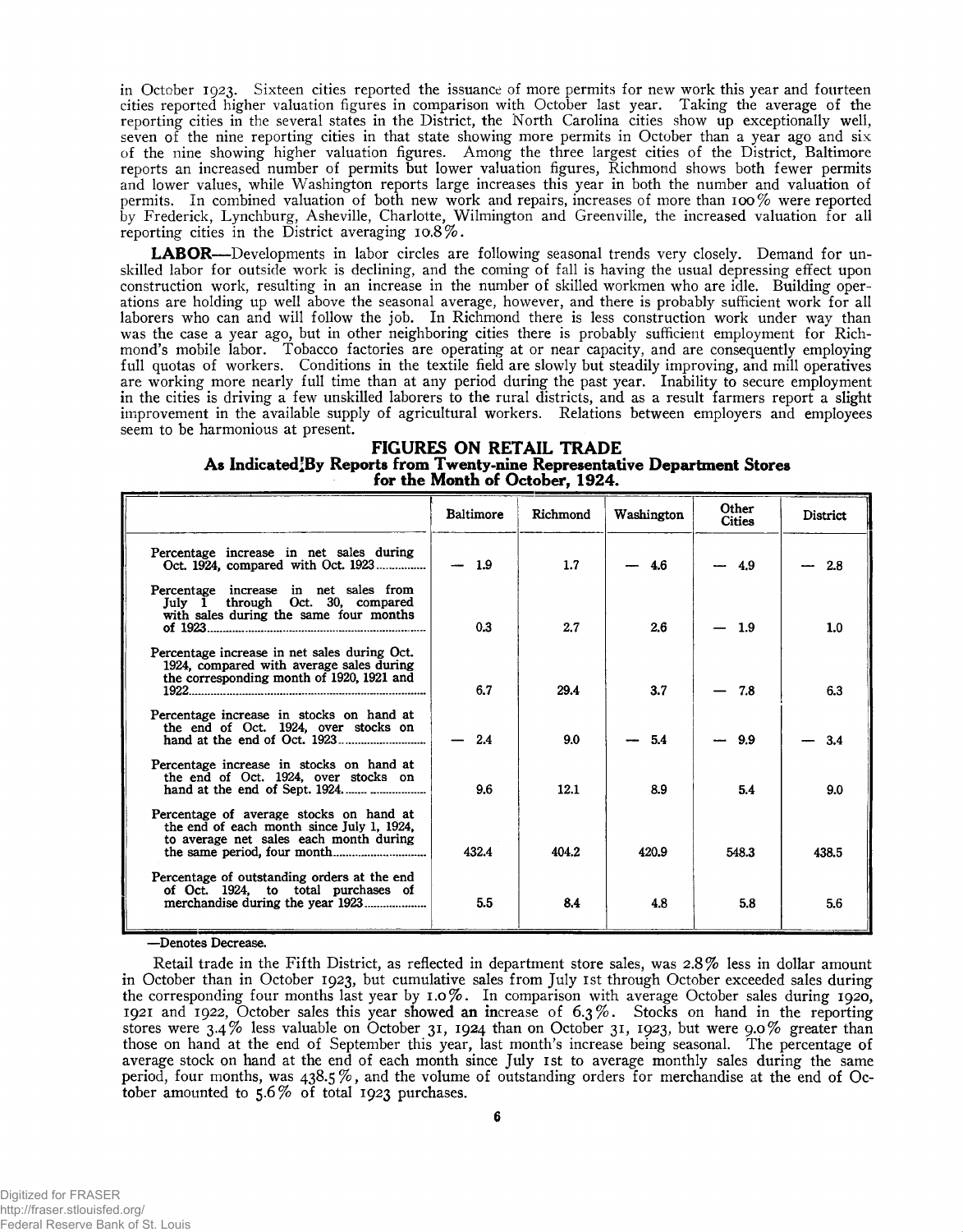in October 1923. Sixteen cities reported the issuance of more permits for new work this year and fourteen cities reported higher valuation figures in comparison with October last year. Taking the average of the reporting cities in the several states in the District, the North Carolina cities show up exceptionally well, seven of the nine reporting cities in that state showing more permits in October than a year ago and six of the nine showing higher valuation figures. Among the three largest cities of the District, Baltimore reports an increased number of permits but lower valuation figures, Richmond shows both fewer permits and lower values, while Washington reports large increases this year in both the number and valuation of permits. In combined valuation of both new work and repairs, increases of more than 100% were reported by Frederick, Lynchburg, Asheville, Charlotte, Wilmington and Greenville, the increased valuation for all reporting cities in the District averaging 10.8%.

**LABOR**—Developments in labor circles are following seasonal trends very closely. Demand for unskilled labor for outside work is declining, and the coming of fall is having the usual depressing effect upon construction work, resulting in an increase in the number of skilled workmen who are idle. Building operations are holding up well above the seasonal average, however, and there is probably sufficient work for all laborers who can and will follow the job. In Richmond there is less construction work under way than was the case a year ago, but in other neighboring cities there is probably sufficient employment for Richmond's mobile labor. Tobacco factories are operating at or near capacity, and are consequently employing full quotas of workers. Conditions in the textile field are slowly but steadily improving, and mill operatives are working more nearly full time than at any period during the past year. Inability to secure employment in the cities is driving a few unskilled laborers to the rural districts, and as a result farmers report a slight improvement in the available supply of agricultural workers. Relations between employers and employees seem to be harmonious at present.

## FIGURES ON RETAIL TRADE
### As Indicated By Reports from Twenty-nine Representative Department Stores for the Month of October, 1924.

| | Baltimore | Richmond | Washington | Other Cities | District |
|---|---|---|---|---|---|
| Percentage increase in net sales during Oct. 1924, compared with Oct. 1923 | — 1.9 | 1.7 | — 4.6 | — 4.9 | — 2.8 |
| Percentage increase in net sales from July 1 through Oct. 30, compared with sales during the same four months of 1923 | 0.3 | 2.7 | 2.6 | — 1.9 | 1.0 |
| Percentage increase in net sales during Oct. 1924, compared with average sales during the corresponding month of 1920, 1921 and 1922 | 6.7 | 29.4 | 3.7 | — 7.8 | 6.3 |
| Percentage increase in stocks on hand at the end of Oct. 1924, over stocks on hand at the end of Oct. 1923 | — 2.4 | 9.0 | — 5.4 | — 9.9 | — 3.4 |
| Percentage increase in stocks on hand at the end of Oct. 1924, over stocks on hand at the end of Sept. 1924 | 9.6 | 12.1 | 8.9 | 5.4 | 9.0 |
| Percentage of average stocks on hand at the end of each month since July 1, 1924, to average net sales each month during the same period, four month | 432.4 | 404.2 | 420.9 | 548.3 | 438.5 |
| Percentage of outstanding orders at the end of Oct. 1924, to total purchases of merchandise during the year 1923 | 5.5 | 8.4 | 4.8 | 5.8 | 5.6 |

—Denotes Decrease.

Retail trade in the Fifth District, as reflected in department store sales, was 2.8% less in dollar amount in October than in October 1923, but cumulative sales from July 1st through October exceeded sales during the corresponding four months last year by 1.0%. In comparison with average October sales during 1920, 1921 and 1922, October sales this year showed an increase of 6.3%. Stocks on hand in the reporting stores were 3.4% less valuable on October 31, 1924 than on October 31, 1923, but were 9.0% greater than those on hand at the end of September this year, last month's increase being seasonal. The percentage of average stock on hand at the end of each month since July 1st to average monthly sales during the same period, four months, was 438.5%, and the volume of outstanding orders for merchandise at the end of October amounted to 5.6% of total 1923 purchases.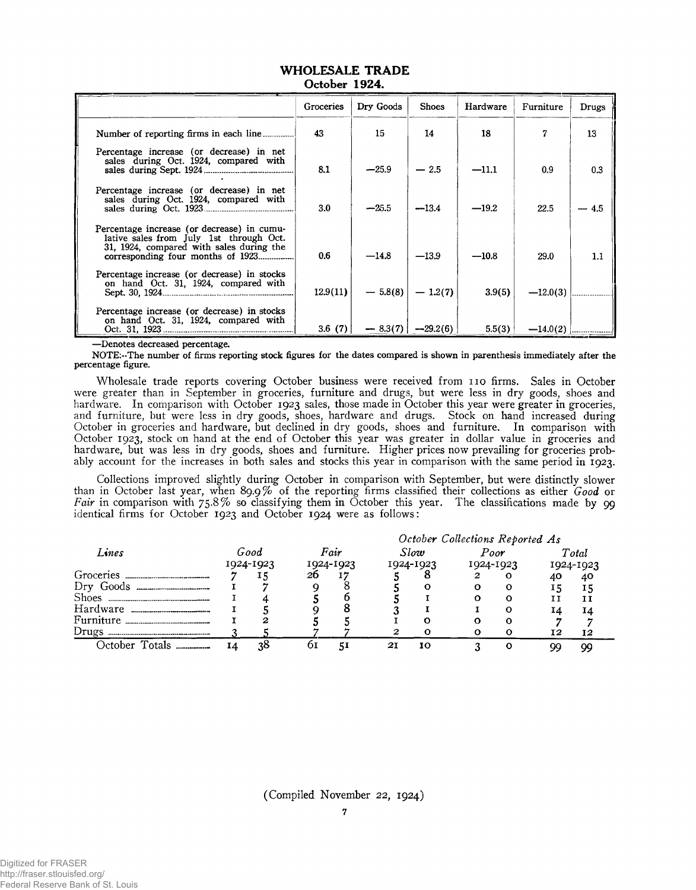## WHOLESALE TRADE
### October 1924.

| | Groceries | Dry Goods | Shoes | Hardware | Furniture | Drugs |
|---|---|---|---|---|---|---|
| Number of reporting firms in each line | 43 | 15 | 14 | 18 | 7 | 13 |
| Percentage increase (or decrease) in net sales during Oct. 1924, compared with sales during Sept. 1924 | 8.1 | —25.9 | — 2.5 | —11.1 | 0.9 | 0.3 |
| Percentage increase (or decrease) in net sales during Oct. 1924, compared with sales during Oct. 1923 | 3.0 | —25.5 | —13.4 | —19.2 | 22.5 | — 4.5 |
| Percentage increase (or decrease) in cumulative sales from July 1st through Oct. 31, 1924, compared with sales during the corresponding four months of 1923 | 0.6 | —14.8 | —13.9 | —10.8 | 29.0 | 1.1 |
| Percentage increase (or decrease) in stocks on hand Oct. 31, 1924, compared with Sept. 30, 1924 | 12.9(11) | — 5.8(8) | — 1.2(7) | 3.9(5) | —12.0(3) | |
| Percentage increase (or decrease) in stocks on hand Oct. 31, 1924, compared with Oct. 31, 1923 | 3.6 (7) | — 8.3(7) | —29.2(6) | 5.5(3) | —14.0(2) | |

—Denotes decreased percentage.

NOTE:—The number of firms reporting stock figures for the dates compared is shown in parenthesis immediately after the percentage figure.

Wholesale trade reports covering October business were received from 110 firms. Sales in October were greater than in September in groceries, furniture and drugs, but were less in dry goods, shoes and hardware. In comparison with October 1923 sales, those made in October this year were greater in groceries, and furniture, but were less in dry goods, shoes, hardware and drugs. Stock on hand increased during October in groceries and hardware, but declined in dry goods, shoes and furniture. In comparison with October 1923, stock on hand at the end of October this year was greater in dollar value in groceries and hardware, but was less in dry goods, shoes and furniture. Higher prices now prevailing for groceries probably account for the increases in both sales and stocks this year in comparison with the same period in 1923.

Collections improved slightly during October in comparison with September, but were distinctly slower than in October last year, when 89.9% of the reporting firms classified their collections as either *Good* or *Fair* in comparison with 75.8% so classifying them in October this year. The classifications made by 99 identical firms for October 1923 and October 1924 were as follows:

| | *October Collections Reported As* | | | | | | | | | |
|---|---|---|---|---|---|---|---|---|---|---|
| *Lines* | *Good* | | *Fair* | | *Slow* | | *Poor* | | *Total* | |
| | 1924 | 1923 | 1924 | 1923 | 1924 | 1923 | 1924 | 1923 | 1924 | 1923 |
| Groceries | 7 | 15 | 26 | 17 | 5 | 8 | 2 | 0 | 40 | 40 |
| Dry Goods | 1 | 7 | 9 | 8 | 5 | 0 | 0 | 0 | 15 | 15 |
| Shoes | 1 | 4 | 5 | 6 | 5 | 1 | 0 | 0 | 11 | 11 |
| Hardware | 1 | 5 | 9 | 8 | 3 | 1 | 1 | 0 | 14 | 14 |
| Furniture | 1 | 2 | 5 | 5 | 1 | 0 | 0 | 0 | 7 | 7 |
| Drugs | 3 | 5 | 7 | 7 | 2 | 0 | 0 | 0 | 12 | 12 |
| October Totals | 14 | 38 | 61 | 51 | 21 | 10 | 3 | 0 | 99 | 99 |

(Compiled November 22, 1924)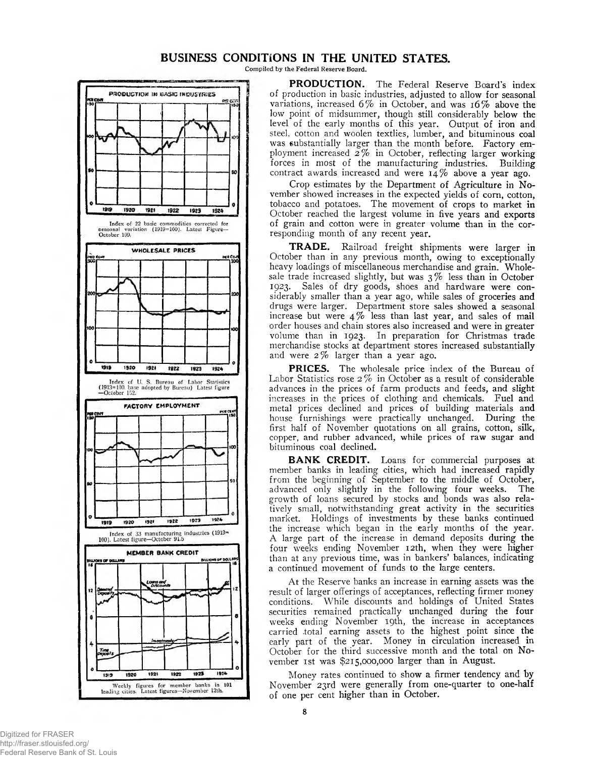# BUSINESS CONDITIONS IN THE UNITED STATES.

Compiled by the Federal Reserve Board.

PRODUCTION IN BASIC INDUSTRIES

PER CENT 150 100 50 0

1919 1920 1921 1922 1923 1924

Index of 22 basic commodities corrected for seasonal variation (1919=100). Latest Figure—October 109.

WHOLESALE PRICES

PER CENT 300 200 100 0

1919 1920 1921 1922 1923 1924

Index of U. S. Bureau of Labor Statistics (1913=100, base adopted by Bureau) Latest figure—October 152.

FACTORY EMPLOYMENT

PER CENT 150 100 50 0

1919 1920 1921 1922 1923 1924

Index of 33 manufacturing industries (1919=100). Latest figure—October 91.5

MEMBER BANK CREDIT

BILLIONS OF DOLLARS 16 12 8 4 0

Loans and Discounts

Demand Deposits

Investments

Time Deposits

1919 1920 1921 1922 1923 1924

Weekly figures for member banks in 101 leading cities. Latest figures—November 12th.

**PRODUCTION.** The Federal Reserve Board's index of production in basic industries, adjusted to allow for seasonal variations, increased 6% in October, and was 16% above the low point of midsummer, though still considerably below the level of the early months of this year. Output of iron and steel, cotton and woolen textiles, lumber, and bituminous coal was substantially larger than the month before. Factory employment increased 2% in October, reflecting larger working forces in most of the manufacturing industries. Building contract awards increased and were 14% above a year ago.

Crop estimates by the Department of Agriculture in November showed increases in the expected yields of corn, cotton, tobacco and potatoes. The movement of crops to market in October reached the largest volume in five years and exports of grain and cotton were in greater volume than in the corresponding month of any recent year.

**TRADE.** Railroad freight shipments were larger in October than in any previous month, owing to exceptionally heavy loadings of miscellaneous merchandise and grain. Wholesale trade increased slightly, but was 3% less than in October 1923. Sales of dry goods, shoes and hardware were considerably smaller than a year ago, while sales of groceries and drugs were larger. Department store sales showed a seasonal increase but were 4% less than last year, and sales of mail order houses and chain stores also increased and were in greater volume than in 1923. In preparation for Christmas trade merchandise stocks at department stores increased substantially and were 2% larger than a year ago.

**PRICES.** The wholesale price index of the Bureau of Labor Statistics rose 2% in October as a result of considerable advances in the prices of farm products and feeds, and slight increases in the prices of clothing and chemicals. Fuel and metal prices declined and prices of building materials and house furnishings were practically unchanged. During the first half of November quotations on all grains, cotton, silk, copper, and rubber advanced, while prices of raw sugar and bituminous coal declined.

**BANK CREDIT.** Loans for commercial purposes at member banks in leading cities, which had increased rapidly from the beginning of September to the middle of October, advanced only slightly in the following four weeks. The growth of loans secured by stocks and bonds was also relatively small, notwithstanding great activity in the securities market. Holdings of investments by these banks continued the increase which began in the early months of the year. A large part of the increase in demand deposits during the four weeks ending November 12th, when they were higher than at any previous time, was in bankers' balances, indicating a continued movement of funds to the large centers.

At the Reserve banks an increase in earning assets was the result of larger offerings of acceptances, reflecting firmer money conditions. While discounts and holdings of United States securities remained practically unchanged during the four weeks ending November 19th, the increase in acceptances carried total earning assets to the highest point since the early part of the year. Money in circulation increased in October for the third successive month and the total on November 1st was $215,000,000 larger than in August.

Money rates continued to show a firmer tendency and by November 23rd were generally from one-quarter to one-half of one per cent higher than in October.